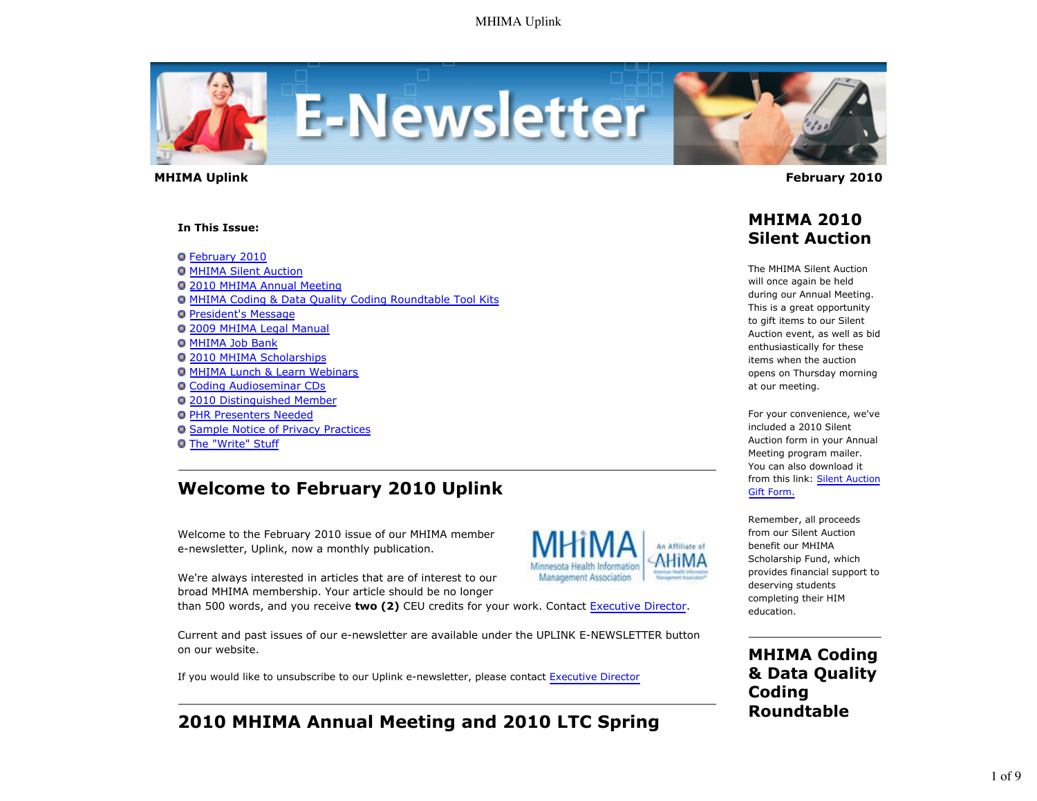**MHIMA Uplink** **February 2010**

**In This Issue:**

- February 2010
- MHIMA Silent Auction
- 2010 MHIMA Annual Meeting
- MHIMA Coding & Data Quality Coding Roundtable Tool Kits
- President's Message
- 2009 MHIMA Legal Manual
- MHIMA Job Bank
- 2010 MHIMA Scholarships
- MHIMA Lunch & Learn Webinars
- Coding Audioseminar CDs
- 2010 Distinguished Member
- PHR Presenters Needed
- Sample Notice of Privacy Practices
- The "Write" Stuff

## Welcome to February 2010 Uplink

Welcome to the February 2010 issue of our MHIMA member e-newsletter, Uplink, now a monthly publication.

We're always interested in articles that are of interest to our broad MHIMA membership. Your article should be no longer than 500 words, and you receive **two (2)** CEU credits for your work. Contact Executive Director.

Current and past issues of our e-newsletter are available under the UPLINK E-NEWSLETTER button on our website.

If you would like to unsubscribe to our Uplink e-newsletter, please contact Executive Director

## 2010 MHIMA Annual Meeting and 2010 LTC Spring

## MHIMA 2010 Silent Auction

The MHIMA Silent Auction will once again be held during our Annual Meeting. This is a great opportunity to gift items to our Silent Auction event, as well as bid enthusiastically for these items when the auction opens on Thursday morning at our meeting.

For your convenience, we've included a 2010 Silent Auction form in your Annual Meeting program mailer. You can also download it from this link: Silent Auction Gift Form.

Remember, all proceeds from our Silent Auction benefit our MHIMA Scholarship Fund, which provides financial support to deserving students completing their HIM education.

## MHIMA Coding & Data Quality Coding Roundtable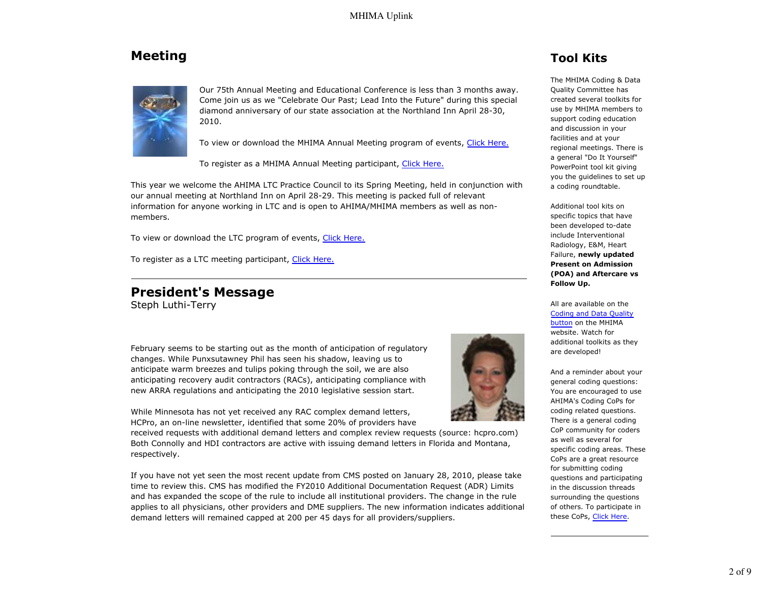## Meeting

Our 75th Annual Meeting and Educational Conference is less than 3 months away. Come join us as we "Celebrate Our Past; Lead Into the Future" during this special diamond anniversary of our state association at the Northland Inn April 28-30, 2010.

To view or download the MHIMA Annual Meeting program of events, Click Here.

To register as a MHIMA Annual Meeting participant, Click Here.

This year we welcome the AHIMA LTC Practice Council to its Spring Meeting, held in conjunction with our annual meeting at Northland Inn on April 28-29. This meeting is packed full of relevant information for anyone working in LTC and is open to AHIMA/MHIMA members as well as non-members.

To view or download the LTC program of events, Click Here.

To register as a LTC meeting participant, Click Here.

---

## President's Message

Steph Luthi-Terry

February seems to be starting out as the month of anticipation of regulatory changes. While Punxsutawney Phil has seen his shadow, leaving us to anticipate warm breezes and tulips poking through the soil, we are also anticipating recovery audit contractors (RACs), anticipating compliance with new ARRA regulations and anticipating the 2010 legislative session start.

While Minnesota has not yet received any RAC complex demand letters, HCPro, an on-line newsletter, identified that some 20% of providers have received requests with additional demand letters and complex review requests (source: hcpro.com) Both Connolly and HDI contractors are active with issuing demand letters in Florida and Montana, respectively.

If you have not yet seen the most recent update from CMS posted on January 28, 2010, please take time to review this. CMS has modified the FY2010 Additional Documentation Request (ADR) Limits and has expanded the scope of the rule to include all institutional providers. The change in the rule applies to all physicians, other providers and DME suppliers. The new information indicates additional demand letters will remained capped at 200 per 45 days for all providers/suppliers.

## Tool Kits

The MHIMA Coding & Data Quality Committee has created several toolkits for use by MHIMA members to support coding education and discussion in your facilities and at your regional meetings. There is a general "Do It Yourself" PowerPoint tool kit giving you the guidelines to set up a coding roundtable.

Additional tool kits on specific topics that have been developed to-date include Interventional Radiology, E&M, Heart Failure, **newly updated Present on Admission (POA) and Aftercare vs Follow Up.**

All are available on the Coding and Data Quality button on the MHIMA website. Watch for additional toolkits as they are developed!

And a reminder about your general coding questions: You are encouraged to use AHIMA's Coding CoPs for coding related questions. There is a general coding CoP community for coders as well as several for specific coding areas. These CoPs are a great resource for submitting coding questions and participating in the discussion threads surrounding the questions of others. To participate in these CoPs, Click Here.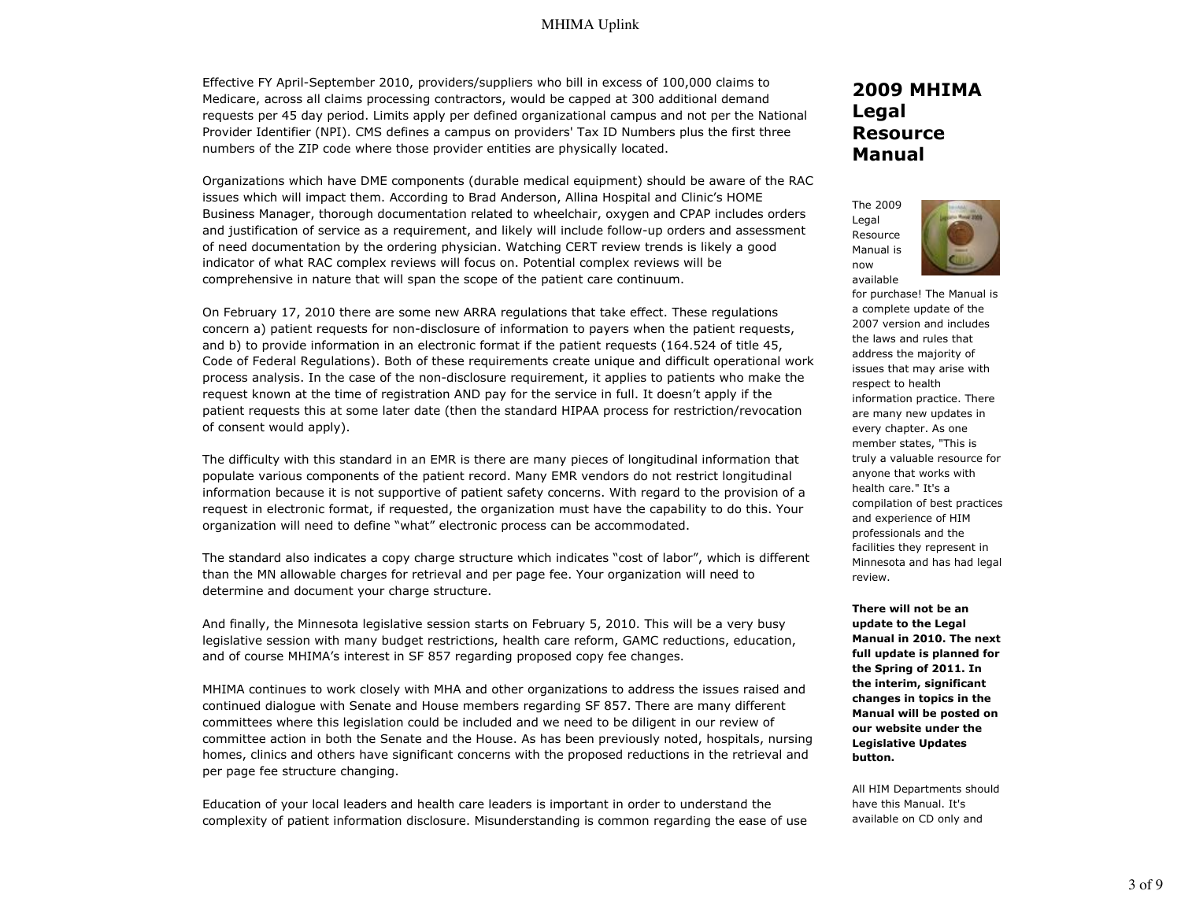Effective FY April-September 2010, providers/suppliers who bill in excess of 100,000 claims to Medicare, across all claims processing contractors, would be capped at 300 additional demand requests per 45 day period. Limits apply per defined organizational campus and not per the National Provider Identifier (NPI). CMS defines a campus on providers' Tax ID Numbers plus the first three numbers of the ZIP code where those provider entities are physically located.

Organizations which have DME components (durable medical equipment) should be aware of the RAC issues which will impact them. According to Brad Anderson, Allina Hospital and Clinic's HOME Business Manager, thorough documentation related to wheelchair, oxygen and CPAP includes orders and justification of service as a requirement, and likely will include follow-up orders and assessment of need documentation by the ordering physician. Watching CERT review trends is likely a good indicator of what RAC complex reviews will focus on. Potential complex reviews will be comprehensive in nature that will span the scope of the patient care continuum.

On February 17, 2010 there are some new ARRA regulations that take effect. These regulations concern a) patient requests for non-disclosure of information to payers when the patient requests, and b) to provide information in an electronic format if the patient requests (164.524 of title 45, Code of Federal Regulations). Both of these requirements create unique and difficult operational work process analysis. In the case of the non-disclosure requirement, it applies to patients who make the request known at the time of registration AND pay for the service in full. It doesn't apply if the patient requests this at some later date (then the standard HIPAA process for restriction/revocation of consent would apply).

The difficulty with this standard in an EMR is there are many pieces of longitudinal information that populate various components of the patient record. Many EMR vendors do not restrict longitudinal information because it is not supportive of patient safety concerns. With regard to the provision of a request in electronic format, if requested, the organization must have the capability to do this. Your organization will need to define "what" electronic process can be accommodated.

The standard also indicates a copy charge structure which indicates "cost of labor", which is different than the MN allowable charges for retrieval and per page fee. Your organization will need to determine and document your charge structure.

And finally, the Minnesota legislative session starts on February 5, 2010. This will be a very busy legislative session with many budget restrictions, health care reform, GAMC reductions, education, and of course MHIMA's interest in SF 857 regarding proposed copy fee changes.

MHIMA continues to work closely with MHA and other organizations to address the issues raised and continued dialogue with Senate and House members regarding SF 857. There are many different committees where this legislation could be included and we need to be diligent in our review of committee action in both the Senate and the House. As has been previously noted, hospitals, nursing homes, clinics and others have significant concerns with the proposed reductions in the retrieval and per page fee structure changing.

Education of your local leaders and health care leaders is important in order to understand the complexity of patient information disclosure. Misunderstanding is common regarding the ease of use

## 2009 MHIMA Legal Resource Manual

The 2009 Legal Resource Manual is now available for purchase! The Manual is a complete update of the 2007 version and includes the laws and rules that address the majority of issues that may arise with respect to health information practice. There are many new updates in every chapter. As one member states, "This is truly a valuable resource for anyone that works with health care." It's a compilation of best practices and experience of HIM professionals and the facilities they represent in Minnesota and has had legal review.

**There will not be an update to the Legal Manual in 2010. The next full update is planned for the Spring of 2011. In the interim, significant changes in topics in the Manual will be posted on our website under the Legislative Updates button.**

All HIM Departments should have this Manual. It's available on CD only and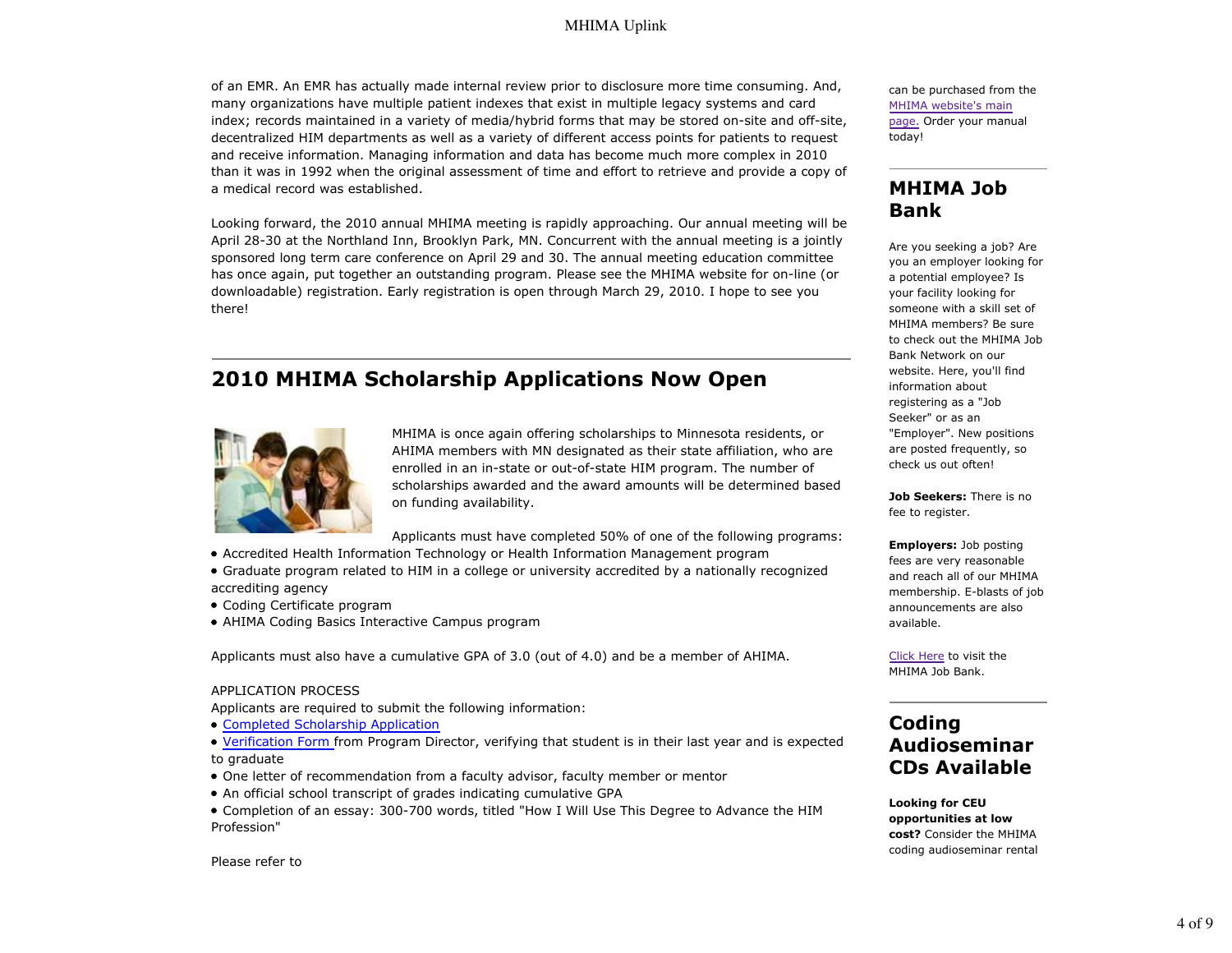of an EMR. An EMR has actually made internal review prior to disclosure more time consuming. And, many organizations have multiple patient indexes that exist in multiple legacy systems and card index; records maintained in a variety of media/hybrid forms that may be stored on-site and off-site, decentralized HIM departments as well as a variety of different access points for patients to request and receive information. Managing information and data has become much more complex in 2010 than it was in 1992 when the original assessment of time and effort to retrieve and provide a copy of a medical record was established.

Looking forward, the 2010 annual MHIMA meeting is rapidly approaching. Our annual meeting will be April 28-30 at the Northland Inn, Brooklyn Park, MN. Concurrent with the annual meeting is a jointly sponsored long term care conference on April 29 and 30. The annual meeting education committee has once again, put together an outstanding program. Please see the MHIMA website for on-line (or downloadable) registration. Early registration is open through March 29, 2010. I hope to see you there!

## 2010 MHIMA Scholarship Applications Now Open

MHIMA is once again offering scholarships to Minnesota residents, or AHIMA members with MN designated as their state affiliation, who are enrolled in an in-state or out-of-state HIM program. The number of scholarships awarded and the award amounts will be determined based on funding availability.

Applicants must have completed 50% of one of the following programs:

- Accredited Health Information Technology or Health Information Management program
- Graduate program related to HIM in a college or university accredited by a nationally recognized accrediting agency
- Coding Certificate program
- AHIMA Coding Basics Interactive Campus program

Applicants must also have a cumulative GPA of 3.0 (out of 4.0) and be a member of AHIMA.

APPLICATION PROCESS

Applicants are required to submit the following information:

- Completed Scholarship Application
- Verification Form from Program Director, verifying that student is in their last year and is expected to graduate
- One letter of recommendation from a faculty advisor, faculty member or mentor
- An official school transcript of grades indicating cumulative GPA
- Completion of an essay: 300-700 words, titled "How I Will Use This Degree to Advance the HIM Profession"

Please refer to

can be purchased from the MHIMA website's main page. Order your manual today!

## MHIMA Job Bank

Are you seeking a job? Are you an employer looking for a potential employee? Is your facility looking for someone with a skill set of MHIMA members? Be sure to check out the MHIMA Job Bank Network on our website. Here, you'll find information about registering as a "Job Seeker" or as an "Employer". New positions are posted frequently, so check us out often!

**Job Seekers:** There is no fee to register.

**Employers:** Job posting fees are very reasonable and reach all of our MHIMA membership. E-blasts of job announcements are also available.

Click Here to visit the MHIMA Job Bank.

## Coding Audioseminar CDs Available

**Looking for CEU opportunities at low cost?** Consider the MHIMA coding audioseminar rental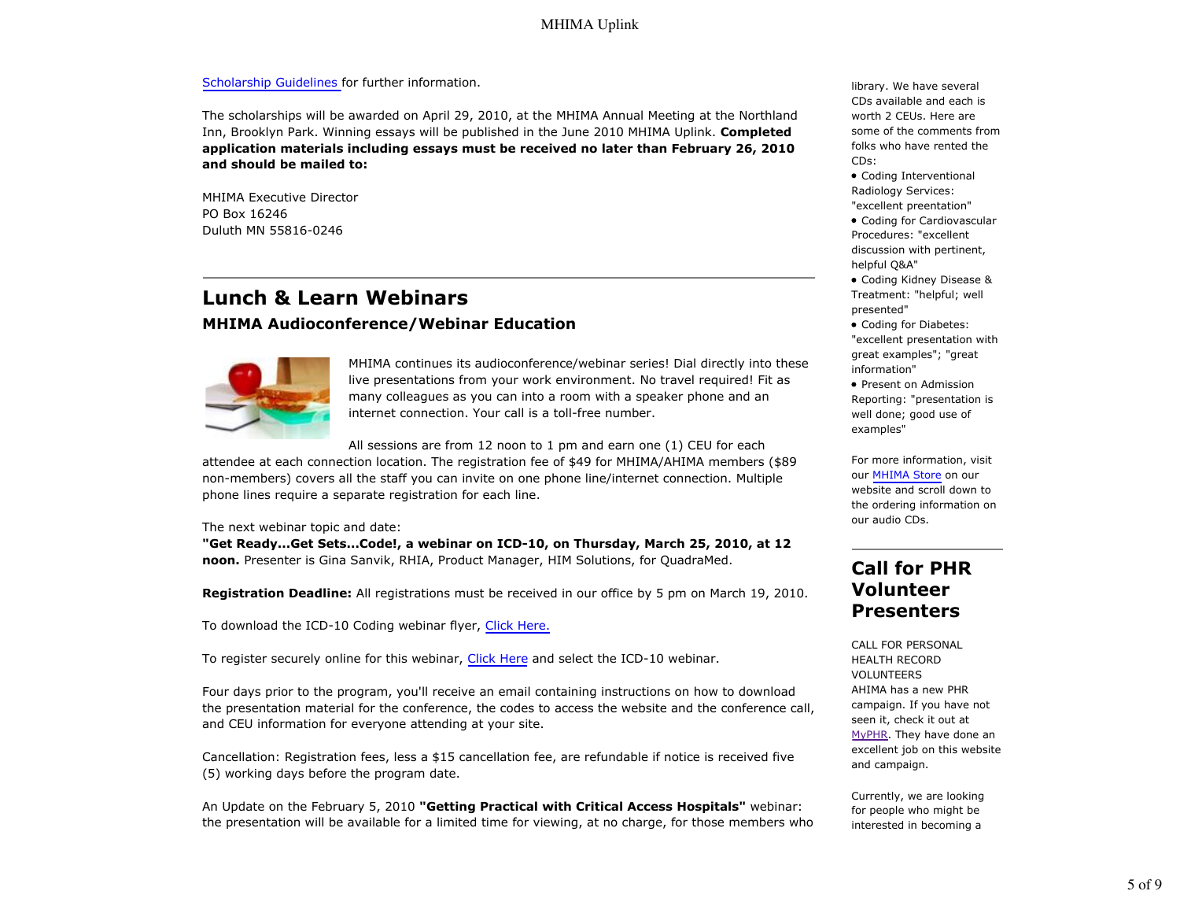Scholarship Guidelines for further information.

The scholarships will be awarded on April 29, 2010, at the MHIMA Annual Meeting at the Northland Inn, Brooklyn Park. Winning essays will be published in the June 2010 MHIMA Uplink. **Completed application materials including essays must be received no later than February 26, 2010 and should be mailed to:**

MHIMA Executive Director
PO Box 16246
Duluth MN 55816-0246

---

## Lunch & Learn Webinars

### MHIMA Audioconference/Webinar Education

MHIMA continues its audioconference/webinar series! Dial directly into these live presentations from your work environment. No travel required! Fit as many colleagues as you can into a room with a speaker phone and an internet connection. Your call is a toll-free number.

All sessions are from 12 noon to 1 pm and earn one (1) CEU for each attendee at each connection location. The registration fee of $49 for MHIMA/AHIMA members ($89 non-members) covers all the staff you can invite on one phone line/internet connection. Multiple phone lines require a separate registration for each line.

The next webinar topic and date:
**"Get Ready...Get Sets...Code!, a webinar on ICD-10, on Thursday, March 25, 2010, at 12 noon.** Presenter is Gina Sanvik, RHIA, Product Manager, HIM Solutions, for QuadraMed.

**Registration Deadline:** All registrations must be received in our office by 5 pm on March 19, 2010.

To download the ICD-10 Coding webinar flyer, Click Here.

To register securely online for this webinar, Click Here and select the ICD-10 webinar.

Four days prior to the program, you'll receive an email containing instructions on how to download the presentation material for the conference, the codes to access the website and the conference call, and CEU information for everyone attending at your site.

Cancellation: Registration fees, less a $15 cancellation fee, are refundable if notice is received five (5) working days before the program date.

An Update on the February 5, 2010 **"Getting Practical with Critical Access Hospitals"** webinar: the presentation will be available for a limited time for viewing, at no charge, for those members who

library. We have several CDs available and each is worth 2 CEUs. Here are some of the comments from folks who have rented the CDs:

- Coding Interventional Radiology Services: "excellent preentation"
- Coding for Cardiovascular Procedures: "excellent discussion with pertinent, helpful Q&A"
- Coding Kidney Disease & Treatment: "helpful; well presented"
- Coding for Diabetes: "excellent presentation with great examples"; "great information"
- Present on Admission Reporting: "presentation is well done; good use of examples"

For more information, visit our MHIMA Store on our website and scroll down to the ordering information on our audio CDs.

---

## Call for PHR Volunteer Presenters

CALL FOR PERSONAL HEALTH RECORD VOLUNTEERS
AHIMA has a new PHR campaign. If you have not seen it, check it out at MyPHR. They have done an excellent job on this website and campaign.

Currently, we are looking for people who might be interested in becoming a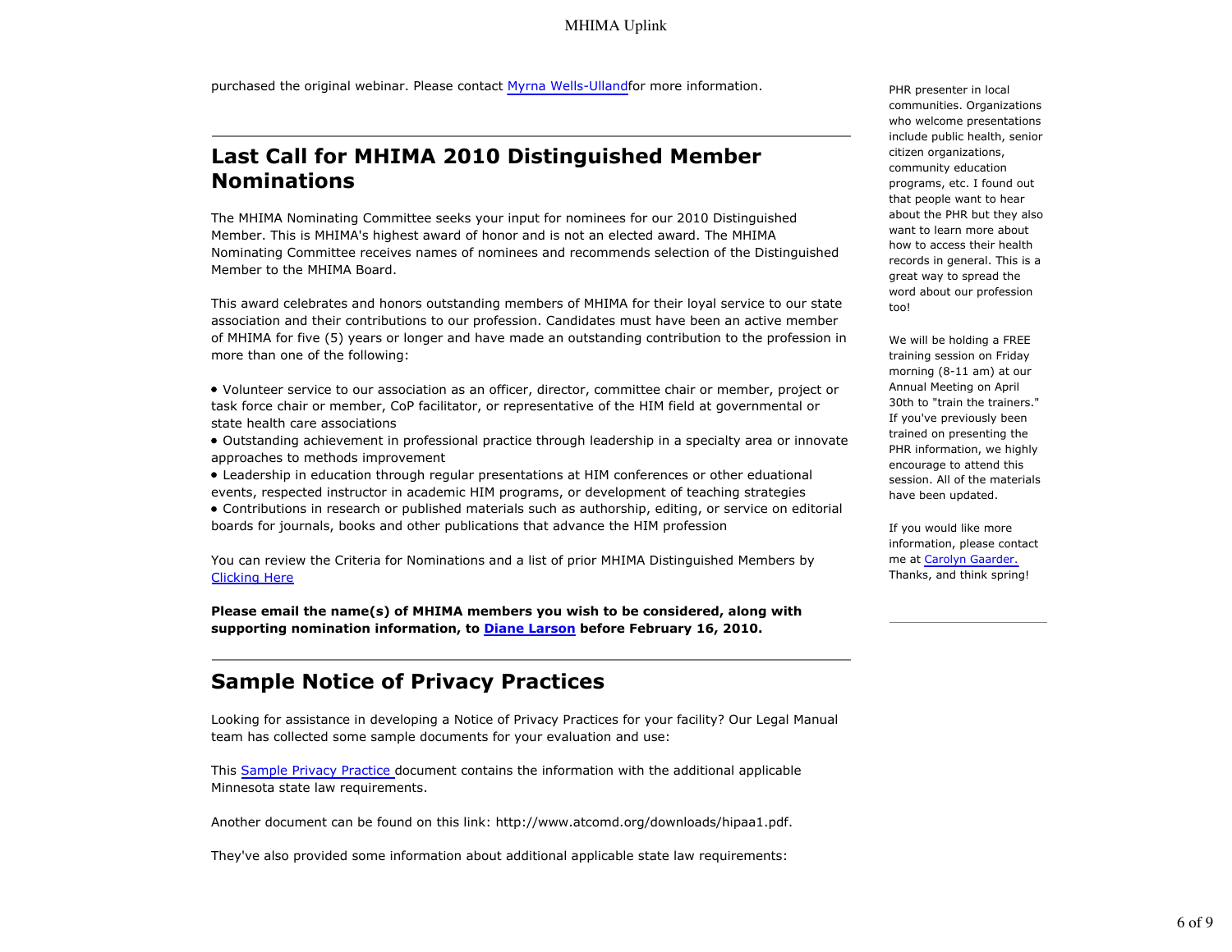purchased the original webinar. Please contact Myrna Wells-Ullandfor more information.

## Last Call for MHIMA 2010 Distinguished Member Nominations

The MHIMA Nominating Committee seeks your input for nominees for our 2010 Distinguished Member. This is MHIMA's highest award of honor and is not an elected award. The MHIMA Nominating Committee receives names of nominees and recommends selection of the Distinguished Member to the MHIMA Board.

This award celebrates and honors outstanding members of MHIMA for their loyal service to our state association and their contributions to our profession. Candidates must have been an active member of MHIMA for five (5) years or longer and have made an outstanding contribution to the profession in more than one of the following:

- Volunteer service to our association as an officer, director, committee chair or member, project or task force chair or member, CoP facilitator, or representative of the HIM field at governmental or state health care associations
- Outstanding achievement in professional practice through leadership in a specialty area or innovate approaches to methods improvement
- Leadership in education through regular presentations at HIM conferences or other eduational events, respected instructor in academic HIM programs, or development of teaching strategies
- Contributions in research or published materials such as authorship, editing, or service on editorial boards for journals, books and other publications that advance the HIM profession

You can review the Criteria for Nominations and a list of prior MHIMA Distinguished Members by Clicking Here

**Please email the name(s) of MHIMA members you wish to be considered, along with supporting nomination information, to Diane Larson before February 16, 2010.**

## Sample Notice of Privacy Practices

Looking for assistance in developing a Notice of Privacy Practices for your facility? Our Legal Manual team has collected some sample documents for your evaluation and use:

This Sample Privacy Practice document contains the information with the additional applicable Minnesota state law requirements.

Another document can be found on this link: http://www.atcomd.org/downloads/hipaa1.pdf.

They've also provided some information about additional applicable state law requirements:

PHR presenter in local communities. Organizations who welcome presentations include public health, senior citizen organizations, community education programs, etc. I found out that people want to hear about the PHR but they also want to learn more about how to access their health records in general. This is a great way to spread the word about our profession too!

We will be holding a FREE training session on Friday morning (8-11 am) at our Annual Meeting on April 30th to "train the trainers." If you've previously been trained on presenting the PHR information, we highly encourage to attend this session. All of the materials have been updated.

If you would like more information, please contact me at Carolyn Gaarder. Thanks, and think spring!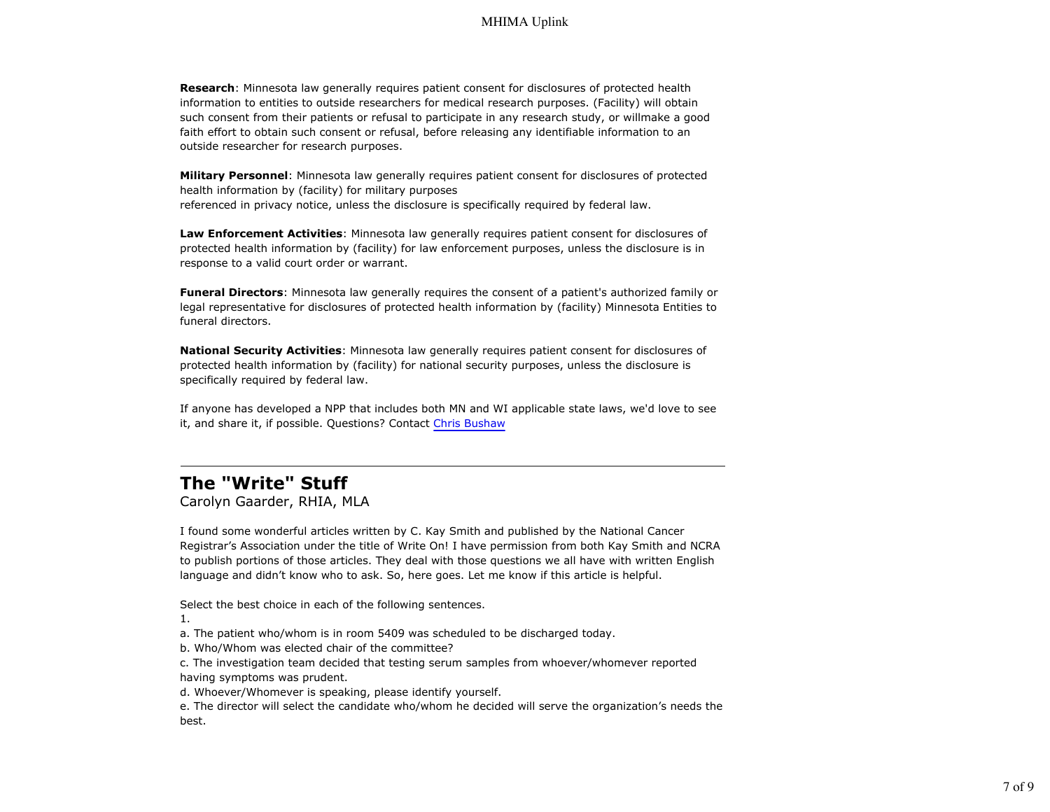**Research**: Minnesota law generally requires patient consent for disclosures of protected health information to entities to outside researchers for medical research purposes. (Facility) will obtain such consent from their patients or refusal to participate in any research study, or willmake a good faith effort to obtain such consent or refusal, before releasing any identifiable information to an outside researcher for research purposes.

**Military Personnel**: Minnesota law generally requires patient consent for disclosures of protected health information by (facility) for military purposes
referenced in privacy notice, unless the disclosure is specifically required by federal law.

**Law Enforcement Activities**: Minnesota law generally requires patient consent for disclosures of protected health information by (facility) for law enforcement purposes, unless the disclosure is in response to a valid court order or warrant.

**Funeral Directors**: Minnesota law generally requires the consent of a patient's authorized family or legal representative for disclosures of protected health information by (facility) Minnesota Entities to funeral directors.

**National Security Activities**: Minnesota law generally requires patient consent for disclosures of protected health information by (facility) for national security purposes, unless the disclosure is specifically required by federal law.

If anyone has developed a NPP that includes both MN and WI applicable state laws, we'd love to see it, and share it, if possible. Questions? Contact Chris Bushaw

---

## The "Write" Stuff

Carolyn Gaarder, RHIA, MLA

I found some wonderful articles written by C. Kay Smith and published by the National Cancer Registrar's Association under the title of Write On! I have permission from both Kay Smith and NCRA to publish portions of those articles. They deal with those questions we all have with written English language and didn't know who to ask. So, here goes. Let me know if this article is helpful.

Select the best choice in each of the following sentences.

1.

a. The patient who/whom is in room 5409 was scheduled to be discharged today.
b. Who/Whom was elected chair of the committee?
c. The investigation team decided that testing serum samples from whoever/whomever reported having symptoms was prudent.
d. Whoever/Whomever is speaking, please identify yourself.
e. The director will select the candidate who/whom he decided will serve the organization's needs the best.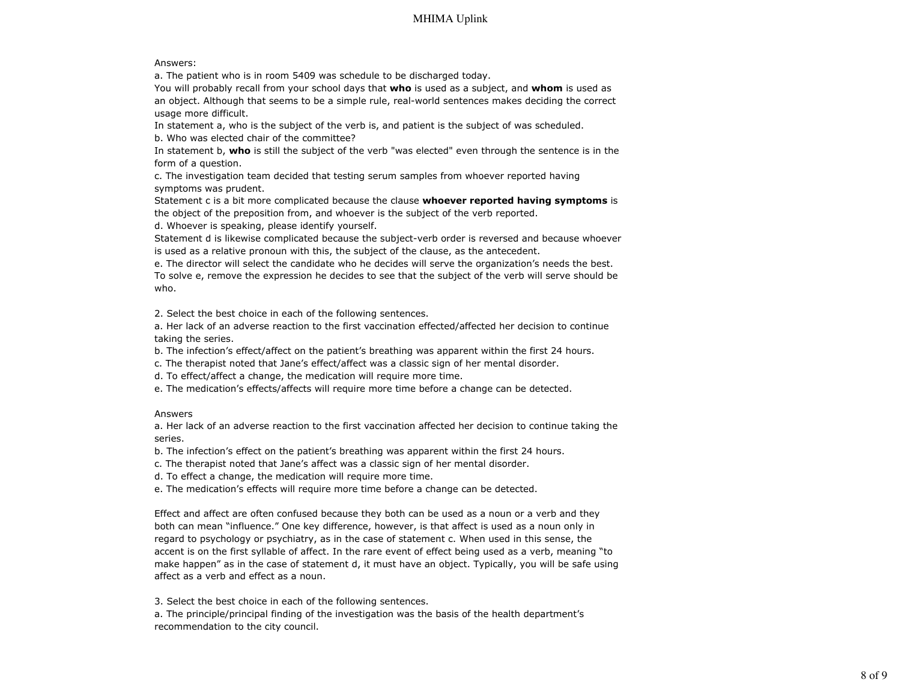Answers:

a. The patient who is in room 5409 was schedule to be discharged today.

You will probably recall from your school days that **who** is used as a subject, and **whom** is used as an object. Although that seems to be a simple rule, real-world sentences makes deciding the correct usage more difficult.

In statement a, who is the subject of the verb is, and patient is the subject of was scheduled.

b. Who was elected chair of the committee?

In statement b, **who** is still the subject of the verb "was elected" even through the sentence is in the form of a question.

c. The investigation team decided that testing serum samples from whoever reported having symptoms was prudent.

Statement c is a bit more complicated because the clause **whoever reported having symptoms** is the object of the preposition from, and whoever is the subject of the verb reported.

d. Whoever is speaking, please identify yourself.

Statement d is likewise complicated because the subject-verb order is reversed and because whoever is used as a relative pronoun with this, the subject of the clause, as the antecedent.

e. The director will select the candidate who he decides will serve the organization's needs the best.

To solve e, remove the expression he decides to see that the subject of the verb will serve should be who.

2. Select the best choice in each of the following sentences.

a. Her lack of an adverse reaction to the first vaccination effected/affected her decision to continue taking the series.

b. The infection's effect/affect on the patient's breathing was apparent within the first 24 hours.

c. The therapist noted that Jane's effect/affect was a classic sign of her mental disorder.

d. To effect/affect a change, the medication will require more time.

e. The medication's effects/affects will require more time before a change can be detected.

Answers

a. Her lack of an adverse reaction to the first vaccination affected her decision to continue taking the series.

b. The infection's effect on the patient's breathing was apparent within the first 24 hours.

c. The therapist noted that Jane's affect was a classic sign of her mental disorder.

d. To effect a change, the medication will require more time.

e. The medication's effects will require more time before a change can be detected.

Effect and affect are often confused because they both can be used as a noun or a verb and they both can mean "influence." One key difference, however, is that affect is used as a noun only in regard to psychology or psychiatry, as in the case of statement c. When used in this sense, the accent is on the first syllable of affect. In the rare event of effect being used as a verb, meaning "to make happen" as in the case of statement d, it must have an object. Typically, you will be safe using affect as a verb and effect as a noun.

3. Select the best choice in each of the following sentences.

a. The principle/principal finding of the investigation was the basis of the health department's recommendation to the city council.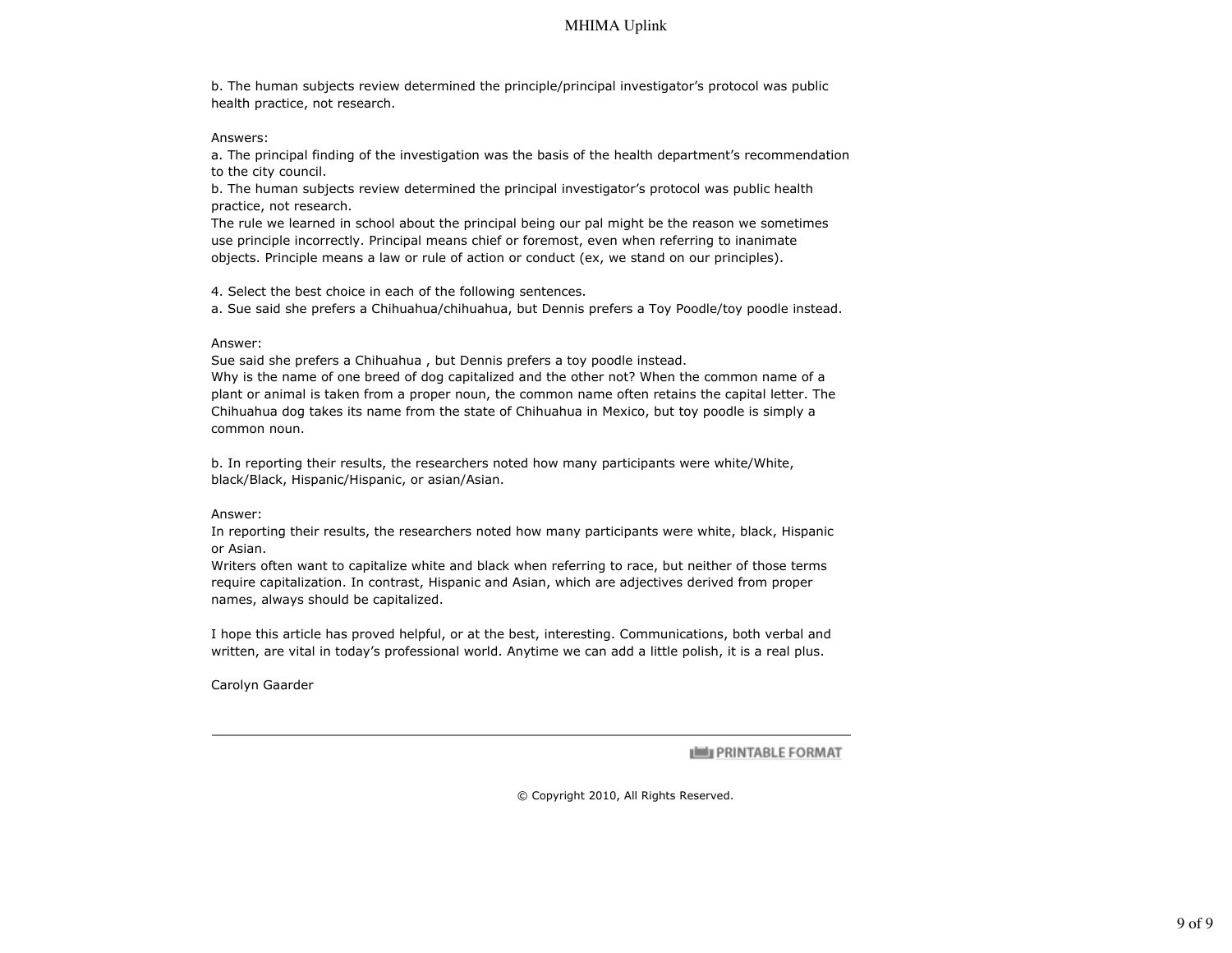b. The human subjects review determined the principle/principal investigator's protocol was public health practice, not research.

Answers:
a. The principal finding of the investigation was the basis of the health department's recommendation to the city council.
b. The human subjects review determined the principal investigator's protocol was public health practice, not research.
The rule we learned in school about the principal being our pal might be the reason we sometimes use principle incorrectly. Principal means chief or foremost, even when referring to inanimate objects. Principle means a law or rule of action or conduct (ex, we stand on our principles).

4. Select the best choice in each of the following sentences.
a. Sue said she prefers a Chihuahua/chihuahua, but Dennis prefers a Toy Poodle/toy poodle instead.

Answer:
Sue said she prefers a Chihuahua , but Dennis prefers a toy poodle instead.
Why is the name of one breed of dog capitalized and the other not? When the common name of a plant or animal is taken from a proper noun, the common name often retains the capital letter. The Chihuahua dog takes its name from the state of Chihuahua in Mexico, but toy poodle is simply a common noun.

b. In reporting their results, the researchers noted how many participants were white/White, black/Black, Hispanic/Hispanic, or asian/Asian.

Answer:
In reporting their results, the researchers noted how many participants were white, black, Hispanic or Asian.
Writers often want to capitalize white and black when referring to race, but neither of those terms require capitalization. In contrast, Hispanic and Asian, which are adjectives derived from proper names, always should be capitalized.

I hope this article has proved helpful, or at the best, interesting. Communications, both verbal and written, are vital in today's professional world. Anytime we can add a little polish, it is a real plus.

Carolyn Gaarder

---

PRINTABLE FORMAT

© Copyright 2010, All Rights Reserved.